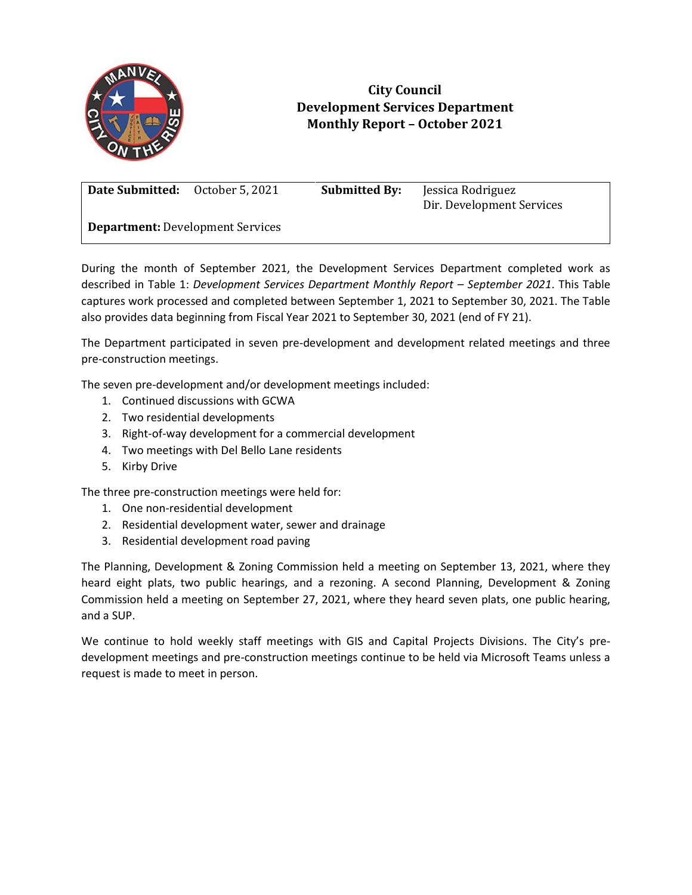# City Council
## Development Services Department
## Monthly Report – October 2021

| **Date Submitted:** October 5, 2021 | **Submitted By:** Jessica Rodriguez<br>Dir. Development Services |
|---|---|
| **Department:** Development Services | |

During the month of September 2021, the Development Services Department completed work as described in Table 1: *Development Services Department Monthly Report – September 2021*. This Table captures work processed and completed between September 1, 2021 to September 30, 2021. The Table also provides data beginning from Fiscal Year 2021 to September 30, 2021 (end of FY 21).

The Department participated in seven pre-development and development related meetings and three pre-construction meetings.

The seven pre-development and/or development meetings included:

1. Continued discussions with GCWA
2. Two residential developments
3. Right-of-way development for a commercial development
4. Two meetings with Del Bello Lane residents
5. Kirby Drive

The three pre-construction meetings were held for:

1. One non-residential development
2. Residential development water, sewer and drainage
3. Residential development road paving

The Planning, Development & Zoning Commission held a meeting on September 13, 2021, where they heard eight plats, two public hearings, and a rezoning. A second Planning, Development & Zoning Commission held a meeting on September 27, 2021, where they heard seven plats, one public hearing, and a SUP.

We continue to hold weekly staff meetings with GIS and Capital Projects Divisions. The City's pre-development meetings and pre-construction meetings continue to be held via Microsoft Teams unless a request is made to meet in person.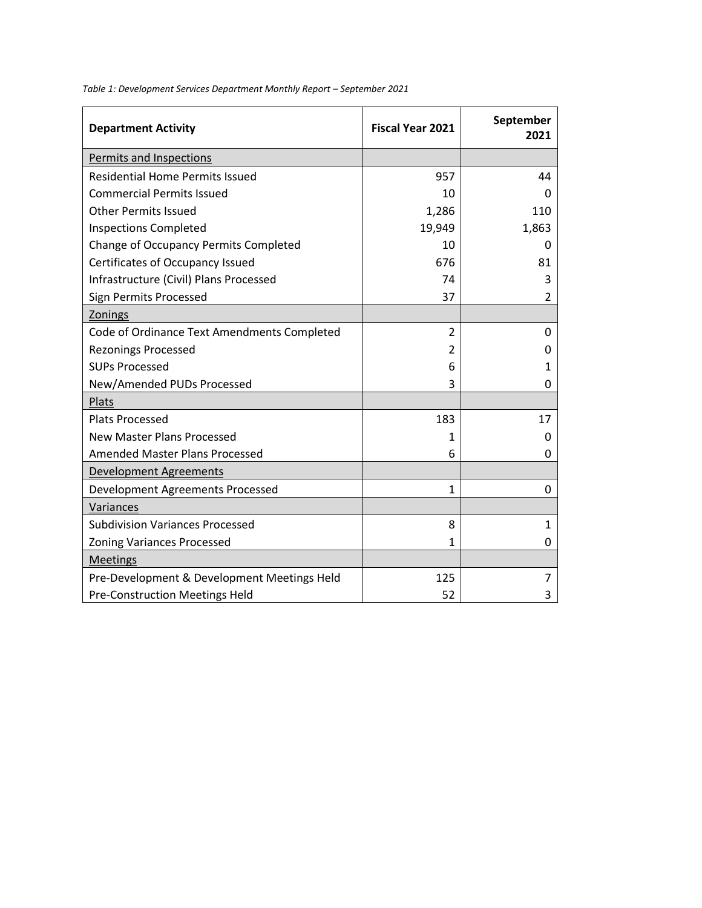*Table 1: Development Services Department Monthly Report – September 2021*

| Department Activity | Fiscal Year 2021 | September 2021 |
|---|---|---|
| Permits and Inspections | | |
| Residential Home Permits Issued | 957 | 44 |
| Commercial Permits Issued | 10 | 0 |
| Other Permits Issued | 1,286 | 110 |
| Inspections Completed | 19,949 | 1,863 |
| Change of Occupancy Permits Completed | 10 | 0 |
| Certificates of Occupancy Issued | 676 | 81 |
| Infrastructure (Civil) Plans Processed | 74 | 3 |
| Sign Permits Processed | 37 | 2 |
| Zonings | | |
| Code of Ordinance Text Amendments Completed | 2 | 0 |
| Rezonings Processed | 2 | 0 |
| SUPs Processed | 6 | 1 |
| New/Amended PUDs Processed | 3 | 0 |
| Plats | | |
| Plats Processed | 183 | 17 |
| New Master Plans Processed | 1 | 0 |
| Amended Master Plans Processed | 6 | 0 |
| Development Agreements | | |
| Development Agreements Processed | 1 | 0 |
| Variances | | |
| Subdivision Variances Processed | 8 | 1 |
| Zoning Variances Processed | 1 | 0 |
| Meetings | | |
| Pre-Development & Development Meetings Held | 125 | 7 |
| Pre-Construction Meetings Held | 52 | 3 |